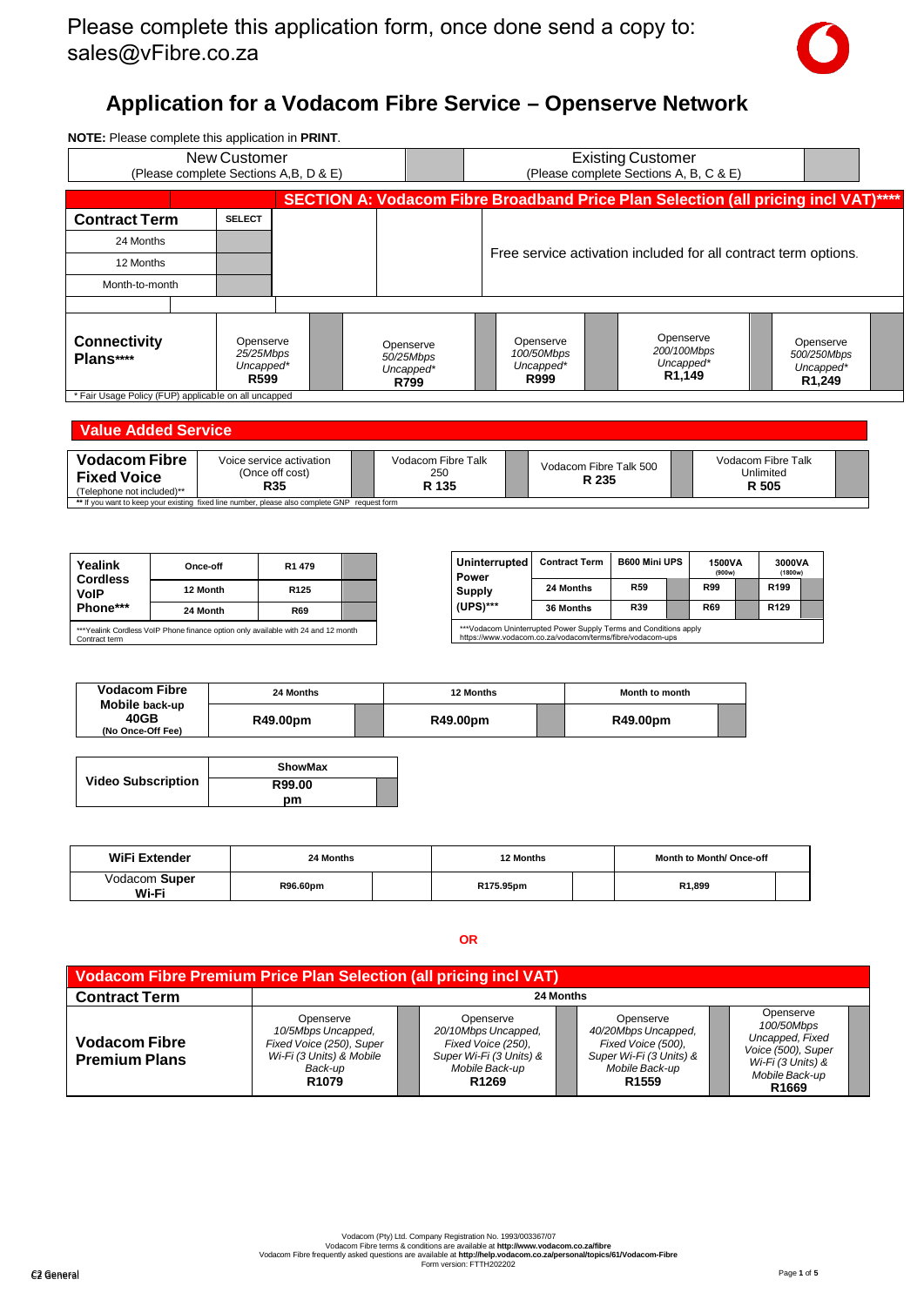Please complete this application form, once done send a copy to: sales@vFibre.co.za

# Application for a Vodacom Fibre Service – Openserve Network

**NOTE:** Please complete this application in **PRINT**.

| New Customer (Please complete Sections A,B, D & E) | | Existing Customer (Please complete Sections A, B, C & E) | |
|---|---|---|---|

## SECTION A: Vodacom Fibre Broadband Price Plan Selection (all pricing incl VAT)****

| Contract Term | SELECT | |
|---|---|---|
| 24 Months | | Free service activation included for all contract term options. |
| 12 Months | | |
| Month-to-month | | |

| Connectivity Plans**** | Openserve 25/25Mbps Uncapped* R599 | | Openserve 50/25Mbps Uncapped* R799 | | Openserve 100/50Mbps Uncapped* R999 | | Openserve 200/100Mbps Uncapped* R1,149 | | Openserve 500/250Mbps Uncapped* R1,249 | |
|---|---|---|---|---|---|---|---|---|---|---|

* Fair Usage Policy (FUP) applicable on all uncapped

## Value Added Service

| Vodacom Fibre Fixed Voice (Telephone not included)** | Voice service activation (Once off cost) R35 | | Vodacom Fibre Talk 250 R 135 | | Vodacom Fibre Talk 500 R 235 | | Vodacom Fibre Talk Unlimited R 505 | |
|---|---|---|---|---|---|---|---|---|

** If you want to keep your existing fixed line number, please also complete GNP request form

| Yealink Cordless VoIP Phone*** | | | |
|---|---|---|---|
| | Once-off | R1 479 | |
| | 12 Month | R125 | |
| | 24 Month | R69 | |

***Yealink Cordless VoIP Phone finance option only available with 24 and 12 month Contract term

| Uninterrupted Power Supply (UPS)*** | Contract Term | B600 Mini UPS | | 1500VA (900w) | | 3000VA (1800w) | |
|---|---|---|---|---|---|---|---|
| | 24 Months | R59 | | R99 | | R199 | |
| | 36 Months | R39 | | R69 | | R129 | |

***Vodacom Uninterrupted Power Supply Terms and Conditions apply https://www.vodacom.co.za/vodacom/terms/fibre/vodacom-ups

| Vodacom Fibre Mobile back-up 40GB (No Once-Off Fee) | 24 Months | | 12 Months | | Month to month | |
|---|---|---|---|---|---|---|
| | R49.00pm | | R49.00pm | | R49.00pm | |

| Video Subscription | ShowMax | |
|---|---|---|
| | R99.00 pm | |

| WiFi Extender | 24 Months | | 12 Months | | Month to Month/ Once-off | |
|---|---|---|---|---|---|---|
| Vodacom **Super Wi-Fi** | R96.60pm | | R175.95pm | | R1,899 | |

**OR**

## Vodacom Fibre Premium Price Plan Selection (all pricing incl VAT)

| Contract Term | 24 Months | | | | | | | |
|---|---|---|---|---|---|---|---|---|
| Vodacom Fibre Premium Plans | Openserve 10/5Mbps Uncapped, Fixed Voice (250), Super Wi-Fi (3 Units) & Mobile Back-up R1079 | | Openserve 20/10Mbps Uncapped, Fixed Voice (250), Super Wi-Fi (3 Units) & Mobile Back-up R1269 | | Openserve 40/20Mbps Uncapped, Fixed Voice (500), Super Wi-Fi (3 Units) & Mobile Back-up R1559 | | Openserve 100/50Mbps Uncapped, Fixed Voice (500), Super Wi-Fi (3 Units) & Mobile Back-up R1669 | |

Vodacom (Pty) Ltd. Company Registration No. 1993/003367/07
Vodacom Fibre terms & conditions are available at **http://www.vodacom.co.za/fibre**
Vodacom Fibre frequently asked questions are available at **http://help.vodacom.co.za/personal/topics/61/Vodacom-Fibre**
Form version: FTTH202202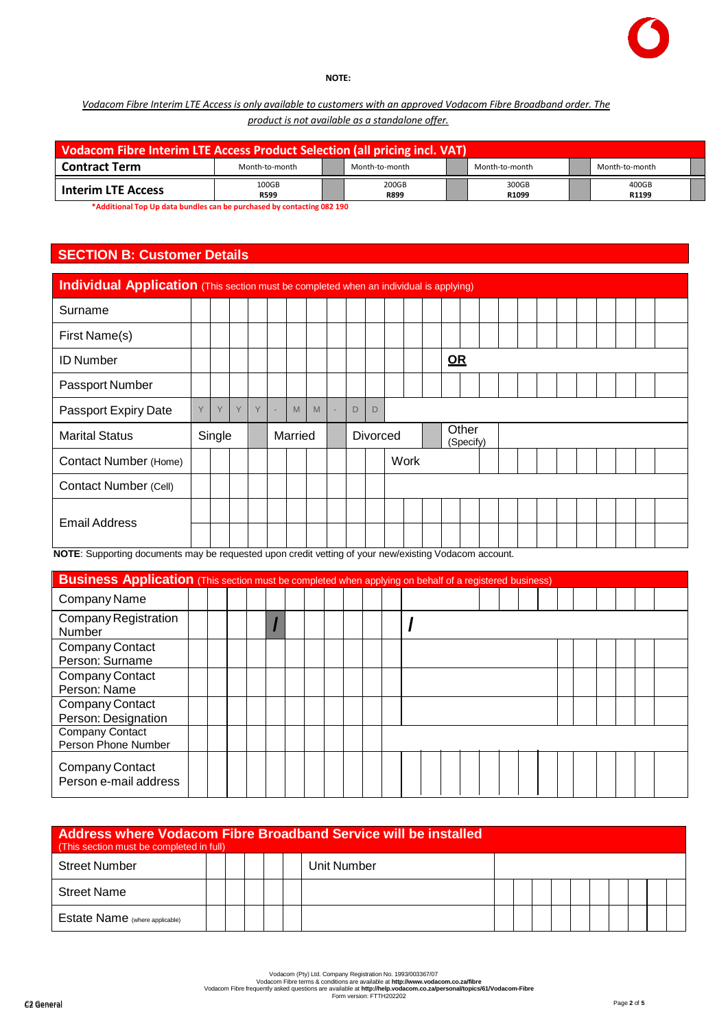**NOTE:**

*Vodacom Fibre Interim LTE Access is only available to customers with an approved Vodacom Fibre Broadband order. The product is not available as a standalone offer.*

| Vodacom Fibre Interim LTE Access Product Selection (all pricing incl. VAT) | | | | | | | | |
|---|---|---|---|---|---|---|---|---|
| **Contract Term** | Month-to-month | | Month-to-month | | Month-to-month | | Month-to-month | |
| **Interim LTE Access** | 100GB **R599** | | 200GB **R899** | | 300GB **R1099** | | 400GB **R1199** | |

***Additional Top Up data bundles can be purchased by contacting 082 190**

## SECTION B: Customer Details

### Individual Application (This section must be completed when an individual is applying)

| | | | | | |
|---|---|---|---|---|---|
| Surname | | | | | |
| First Name(s) | | | | | |
| ID Number | | **OR** | | | |
| Passport Number | | | | | |
| Passport Expiry Date | Y Y Y Y - M M - D D | | | | |
| Marital Status | Single | Married | Divorced | Other (Specify) | |
| Contact Number (Home) | | Work | | | |
| Contact Number (Cell) | | | | | |
| Email Address | | | | | |

**NOTE**: Supporting documents may be requested upon credit vetting of your new/existing Vodacom account.

### Business Application (This section must be completed when applying on behalf of a registered business)

| | |
|---|---|
| Company Name | |
| Company Registration Number | / / |
| Company Contact Person: Surname | |
| Company Contact Person: Name | |
| Company Contact Person: Designation | |
| Company Contact Person Phone Number | |
| Company Contact Person e-mail address | |

### Address where Vodacom Fibre Broadband Service will be installed
(This section must be completed in full)

| | | | |
|---|---|---|---|
| Street Number | | Unit Number | |
| Street Name | | | |
| Estate Name (where applicable) | | | |

Vodacom (Pty) Ltd. Company Registration No. 1993/003367/07
Vodacom Fibre terms & conditions are available at **http://www.vodacom.co.za/fibre**
Vodacom Fibre frequently asked questions are available at **http://help.vodacom.co.za/personal/topics/61/Vodacom-Fibre**
Form version: FTTH202202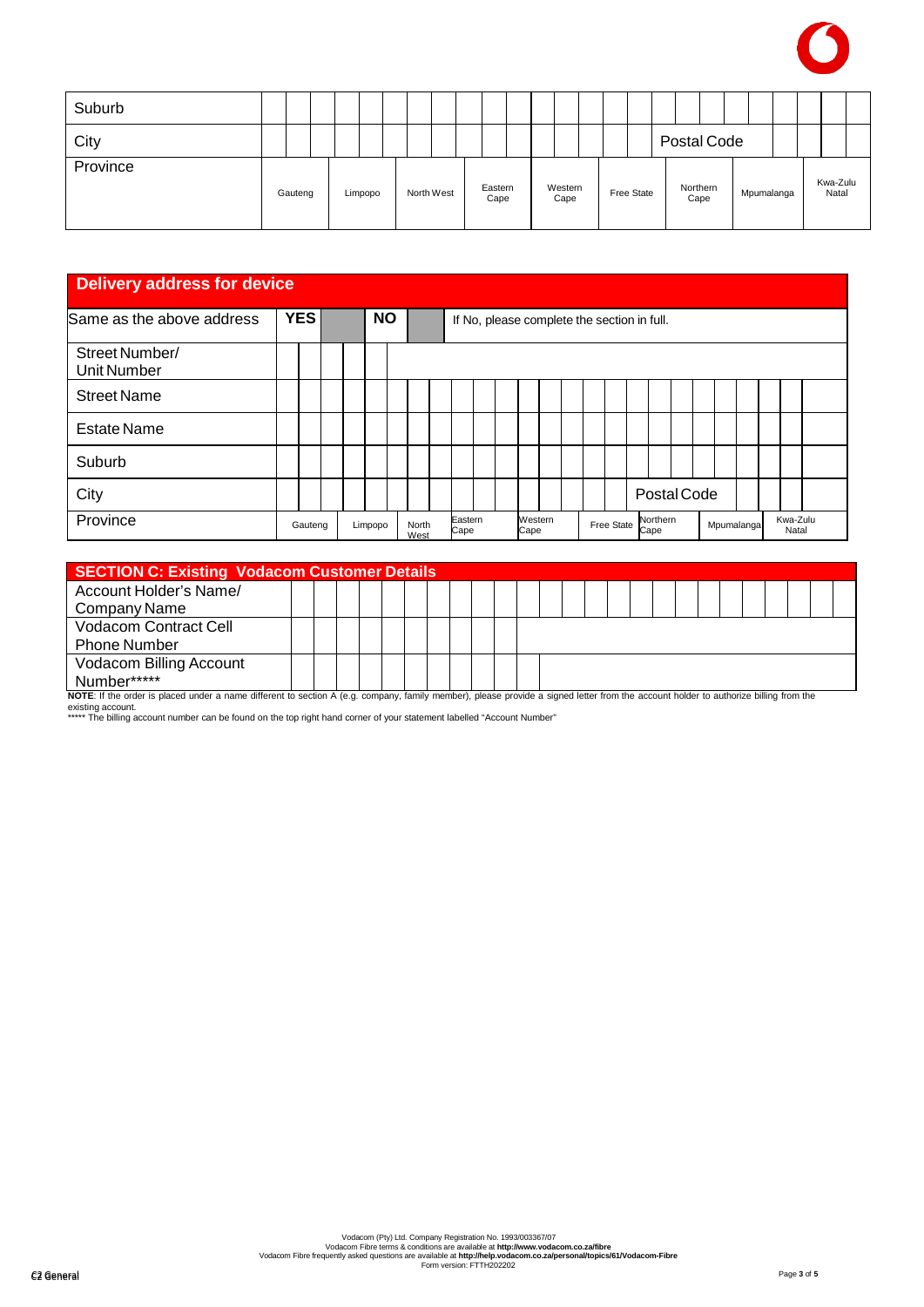| Suburb | |
|---|---|
| City | Postal Code |
| Province | Gauteng \| Limpopo \| North West \| Eastern Cape \| Western Cape \| Free State \| Northern Cape \| Mpumalanga \| Kwa-Zulu Natal |

## Delivery address for device

| Same as the above address | YES | | NO | | If No, please complete the section in full. |
|---|---|---|---|---|---|
| Street Number/ Unit Number | | | | | |
| Street Name | | | | | |
| Estate Name | | | | | |
| Suburb | | | | | |
| City | | | | | Postal Code |
| Province | Gauteng \| Limpopo \| North West \| Eastern Cape \| Western Cape \| Free State \| Northern Cape \| Mpumalanga \| Kwa-Zulu Natal | | | | |

## SECTION C: Existing Vodacom Customer Details

| Field | |
|---|---|
| Account Holder's Name/ Company Name | |
| Vodacom Contract Cell Phone Number | |
| Vodacom Billing Account Number***** | |

**NOTE**: If the order is placed under a name different to section A (e.g. company, family member), please provide a signed letter from the account holder to authorize billing from the existing account.

***** The billing account number can be found on the top right hand corner of your statement labelled "Account Number"

Vodacom (Pty) Ltd. Company Registration No. 1993/003367/07
Vodacom Fibre terms & conditions are available at **http://www.vodacom.co.za/fibre**
Vodacom Fibre frequently asked questions are available at **http://help.vodacom.co.za/personal/topics/61/Vodacom-Fibre**
Form version: FTTH202202

C2 General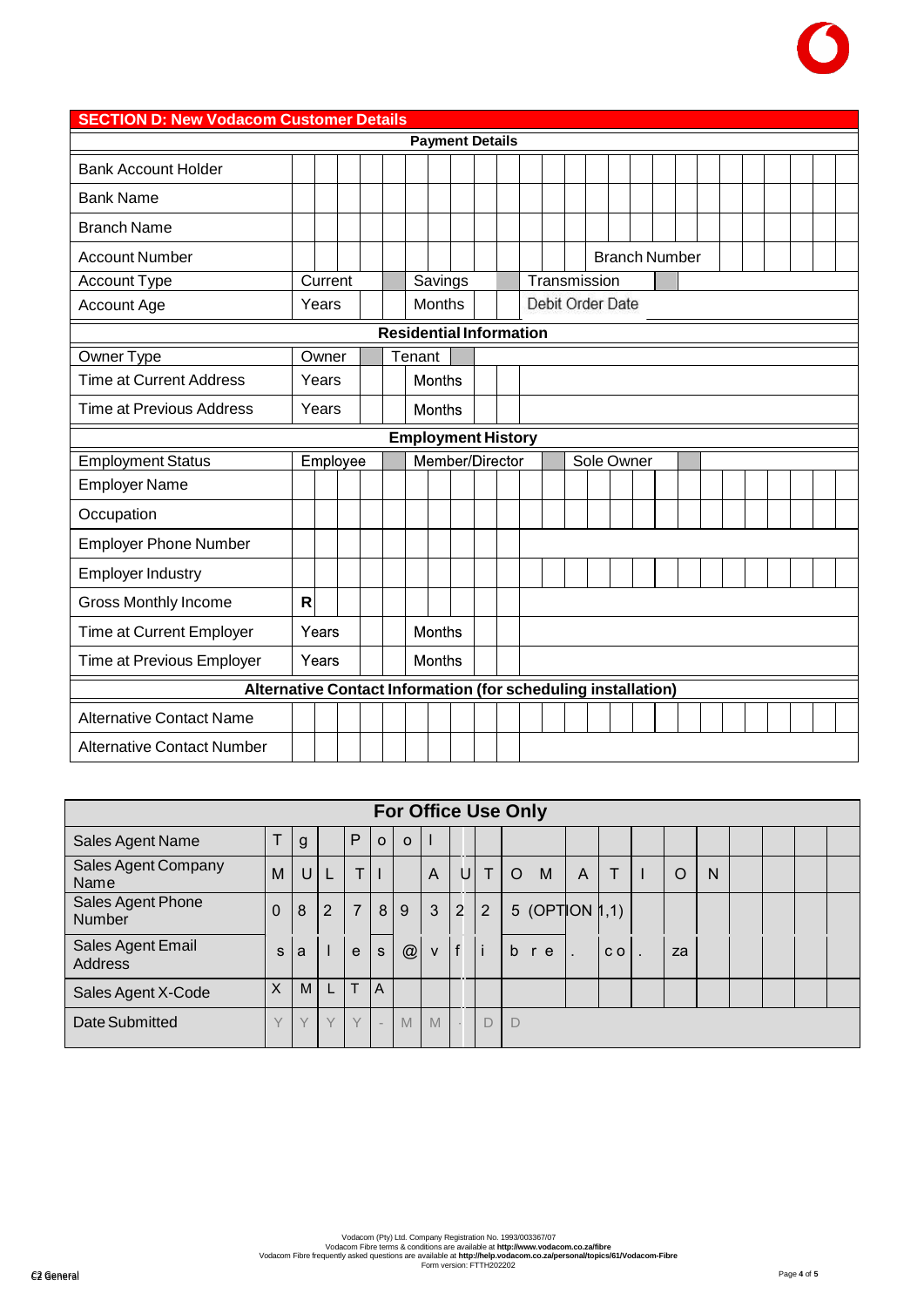## SECTION D: New Vodacom Customer Details

| Payment Details | | | | | | |
|---|---|---|---|---|---|---|
| Bank Account Holder | | | | | | |
| Bank Name | | | | | | |
| Branch Name | | | | | | |
| Account Number | | | | | Branch Number | |
| Account Type | Current | | Savings | | Transmission | |
| Account Age | Years | | Months | | Debit Order Date | |

| Residential Information | | | | |
|---|---|---|---|---|
| Owner Type | Owner | | Tenant | |
| Time at Current Address | Years | | Months | |
| Time at Previous Address | Years | | Months | |

| Employment History | | | | | | |
|---|---|---|---|---|---|---|
| Employment Status | Employee | | Member/Director | | Sole Owner | |
| Employer Name | | | | | | |
| Occupation | | | | | | |
| Employer Phone Number | | | | | | |
| Employer Industry | | | | | | |
| Gross Monthly Income | R | | | | | |
| Time at Current Employer | Years | | Months | | | |
| Time at Previous Employer | Years | | Months | | | |

| Alternative Contact Information (for scheduling installation) | |
|---|---|
| Alternative Contact Name | |
| Alternative Contact Number | |

| For Office Use Only | |
|---|---|
| Sales Agent Name | Tg Pol |
| Sales Agent Company Name | MUL TI AUT OMATION |
| Sales Agent Phone Number | 0827893225 (OPTION 1,1) |
| Sales Agent Email Address | sales@vfibre.co.za |
| Sales Agent X-Code | XMLTA |
| Date Submitted | YYYY-MM-DD |

Vodacom (Pty) Ltd. Company Registration No. 1993/003367/07
Vodacom Fibre terms & conditions are available at http://www.vodacom.co.za/fibre
Vodacom Fibre frequently asked questions are available at http://help.vodacom.co.za/personal/topics/61/Vodacom-Fibre
Form version: FTTH202202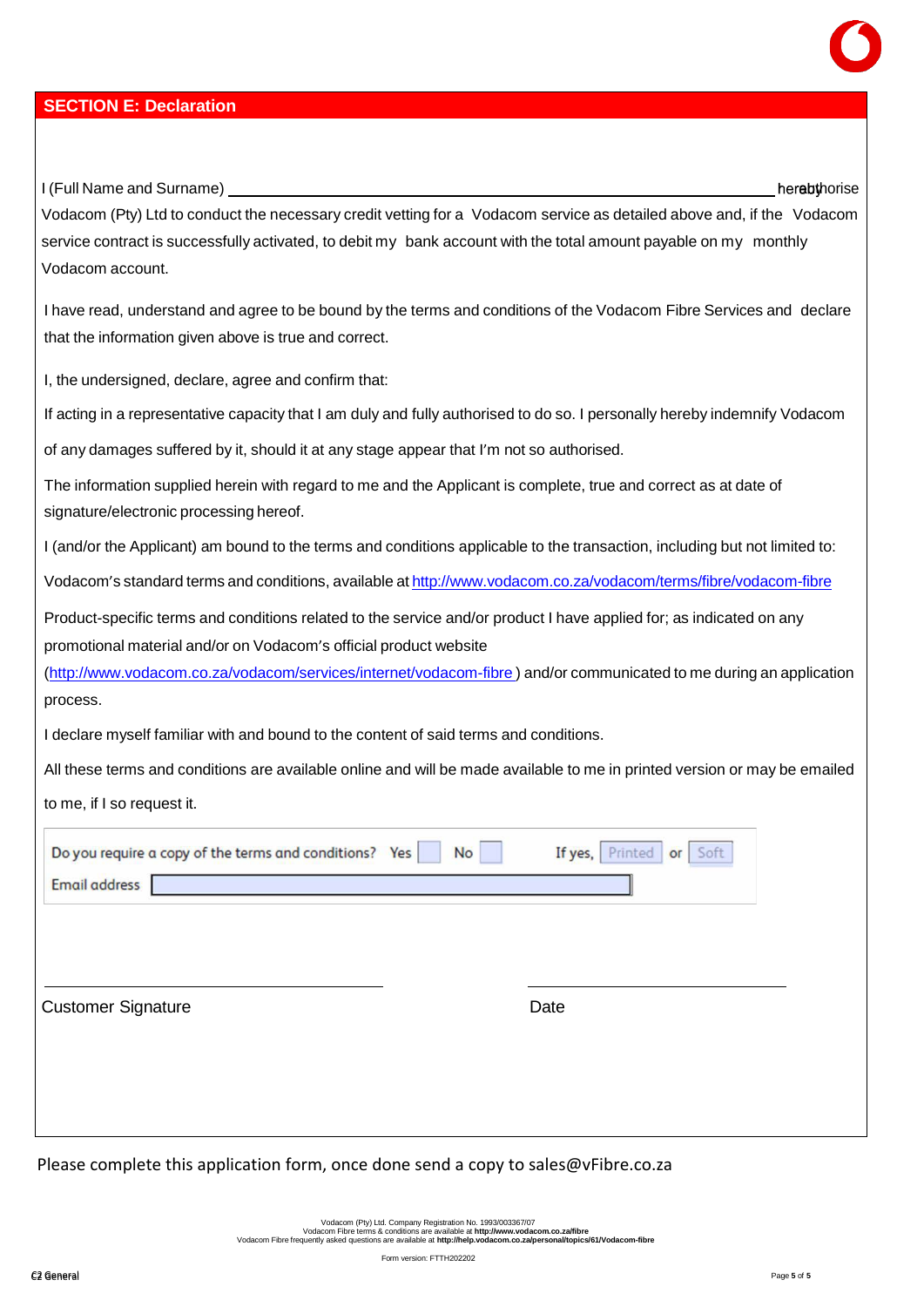## SECTION E: Declaration

I (Full Name and Surname) ______________________________ hereby authorise Vodacom (Pty) Ltd to conduct the necessary credit vetting for a Vodacom service as detailed above and, if the Vodacom service contract is successfully activated, to debit my bank account with the total amount payable on my monthly Vodacom account.

I have read, understand and agree to be bound by the terms and conditions of the Vodacom Fibre Services and declare that the information given above is true and correct.

I, the undersigned, declare, agree and confirm that:

If acting in a representative capacity that I am duly and fully authorised to do so. I personally hereby indemnify Vodacom of any damages suffered by it, should it at any stage appear that I'm not so authorised.

The information supplied herein with regard to me and the Applicant is complete, true and correct as at date of signature/electronic processing hereof.

I (and/or the Applicant) am bound to the terms and conditions applicable to the transaction, including but not limited to:

Vodacom's standard terms and conditions, available at http://www.vodacom.co.za/vodacom/terms/fibre/vodacom-fibre

Product-specific terms and conditions related to the service and/or product I have applied for; as indicated on any promotional material and/or on Vodacom's official product website (http://www.vodacom.co.za/vodacom/services/internet/vodacom-fibre ) and/or communicated to me during an application process.

I declare myself familiar with and bound to the content of said terms and conditions.

All these terms and conditions are available online and will be made available to me in printed version or may be emailed to me, if I so request it.

Do you require a copy of the terms and conditions? Yes ☐ No ☐ If yes, Printed or Soft

Email address ______________________________

______________________________ ______________________________

Customer Signature Date

Please complete this application form, once done send a copy to sales@vFibre.co.za

Vodacom (Pty) Ltd. Company Registration No. 1993/003367/07
Vodacom Fibre terms & conditions are available at **http://www.vodacom.co.za/fibre**
Vodacom Fibre frequently asked questions are available at **http://help.vodacom.co.za/personal/topics/61/Vodacom-fibre**

Form version: FTTH202202